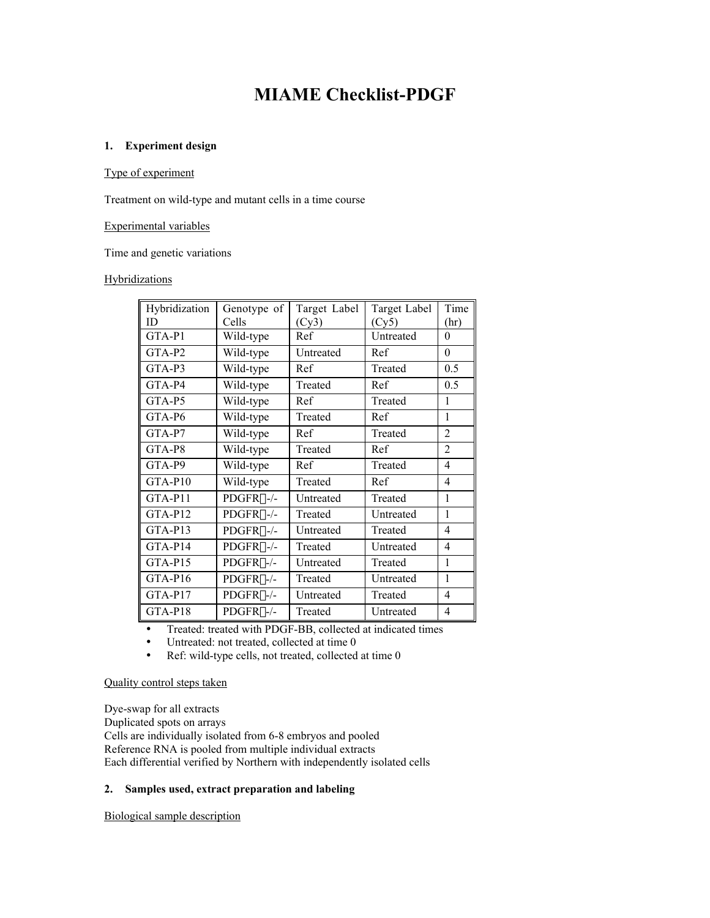# MIAME Checklist-PDGF

## 1. Experiment design

Type of experiment

Treatment on wild-type and mutant cells in a time course

Experimental variables

Time and genetic variations

Hybridizations

| Hybridization ID | Genotype of Cells | Target Label (Cy3) | Target Label (Cy5) | Time (hr) |
|---|---|---|---|---|
| GTA-P1 | Wild-type | Ref | Untreated | 0 |
| GTA-P2 | Wild-type | Untreated | Ref | 0 |
| GTA-P3 | Wild-type | Ref | Treated | 0.5 |
| GTA-P4 | Wild-type | Treated | Ref | 0.5 |
| GTA-P5 | Wild-type | Ref | Treated | 1 |
| GTA-P6 | Wild-type | Treated | Ref | 1 |
| GTA-P7 | Wild-type | Ref | Treated | 2 |
| GTA-P8 | Wild-type | Treated | Ref | 2 |
| GTA-P9 | Wild-type | Ref | Treated | 4 |
| GTA-P10 | Wild-type | Treated | Ref | 4 |
| GTA-P11 | PDGFR-/- | Untreated | Treated | 1 |
| GTA-P12 | PDGFR-/- | Treated | Untreated | 1 |
| GTA-P13 | PDGFR-/- | Untreated | Treated | 4 |
| GTA-P14 | PDGFR-/- | Treated | Untreated | 4 |
| GTA-P15 | PDGFR-/- | Untreated | Treated | 1 |
| GTA-P16 | PDGFR-/- | Treated | Untreated | 1 |
| GTA-P17 | PDGFR-/- | Untreated | Treated | 4 |
| GTA-P18 | PDGFR-/- | Treated | Untreated | 4 |

- Treated: treated with PDGF-BB, collected at indicated times
- Untreated: not treated, collected at time 0
- Ref: wild-type cells, not treated, collected at time 0

Quality control steps taken

Dye-swap for all extracts
Duplicated spots on arrays
Cells are individually isolated from 6-8 embryos and pooled
Reference RNA is pooled from multiple individual extracts
Each differential verified by Northern with independently isolated cells

## 2. Samples used, extract preparation and labeling

Biological sample description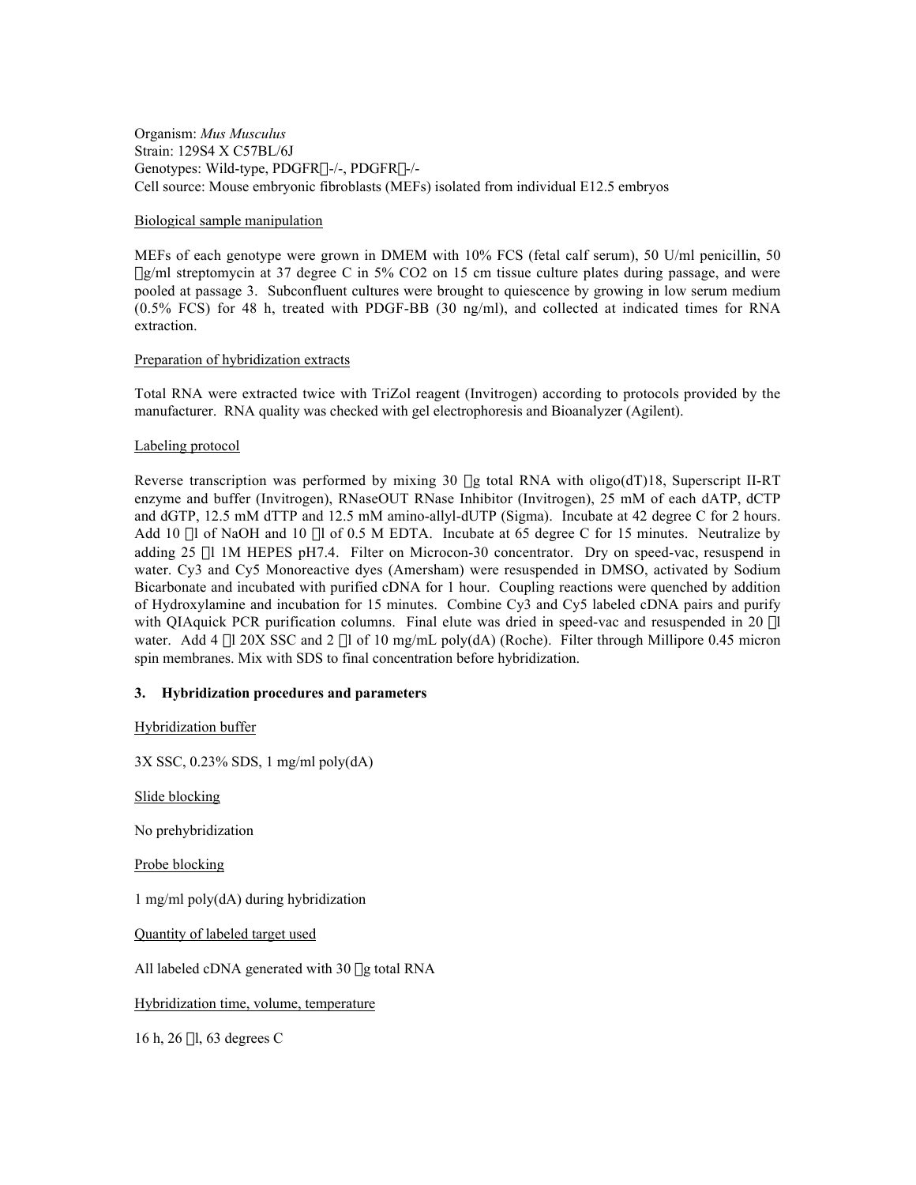Organism: *Mus Musculus*
Strain: 129S4 X C57BL/6J
Genotypes: Wild-type, PDGFR-/-, PDGFR-/-
Cell source: Mouse embryonic fibroblasts (MEFs) isolated from individual E12.5 embryos

Biological sample manipulation

MEFs of each genotype were grown in DMEM with 10% FCS (fetal calf serum), 50 U/ml penicillin, 50 g/ml streptomycin at 37 degree C in 5% CO2 on 15 cm tissue culture plates during passage, and were pooled at passage 3. Subconfluent cultures were brought to quiescence by growing in low serum medium (0.5% FCS) for 48 h, treated with PDGF-BB (30 ng/ml), and collected at indicated times for RNA extraction.

Preparation of hybridization extracts

Total RNA were extracted twice with TriZol reagent (Invitrogen) according to protocols provided by the manufacturer. RNA quality was checked with gel electrophoresis and Bioanalyzer (Agilent).

Labeling protocol

Reverse transcription was performed by mixing 30 g total RNA with oligo(dT)18, Superscript II-RT enzyme and buffer (Invitrogen), RNaseOUT RNase Inhibitor (Invitrogen), 25 mM of each dATP, dCTP and dGTP, 12.5 mM dTTP and 12.5 mM amino-allyl-dUTP (Sigma). Incubate at 42 degree C for 2 hours. Add 10 l of NaOH and 10 l of 0.5 M EDTA. Incubate at 65 degree C for 15 minutes. Neutralize by adding 25 l 1M HEPES pH7.4. Filter on Microcon-30 concentrator. Dry on speed-vac, resuspend in water. Cy3 and Cy5 Monoreactive dyes (Amersham) were resuspended in DMSO, activated by Sodium Bicarbonate and incubated with purified cDNA for 1 hour. Coupling reactions were quenched by addition of Hydroxylamine and incubation for 15 minutes. Combine Cy3 and Cy5 labeled cDNA pairs and purify with QIAquick PCR purification columns. Final elute was dried in speed-vac and resuspended in 20 l water. Add 4 l 20X SSC and 2 l of 10 mg/mL poly(dA) (Roche). Filter through Millipore 0.45 micron spin membranes. Mix with SDS to final concentration before hybridization.

**3. Hybridization procedures and parameters**

Hybridization buffer

3X SSC, 0.23% SDS, 1 mg/ml poly(dA)

Slide blocking

No prehybridization

Probe blocking

1 mg/ml poly(dA) during hybridization

Quantity of labeled target used

All labeled cDNA generated with 30 g total RNA

Hybridization time, volume, temperature

16 h, 26 l, 63 degrees C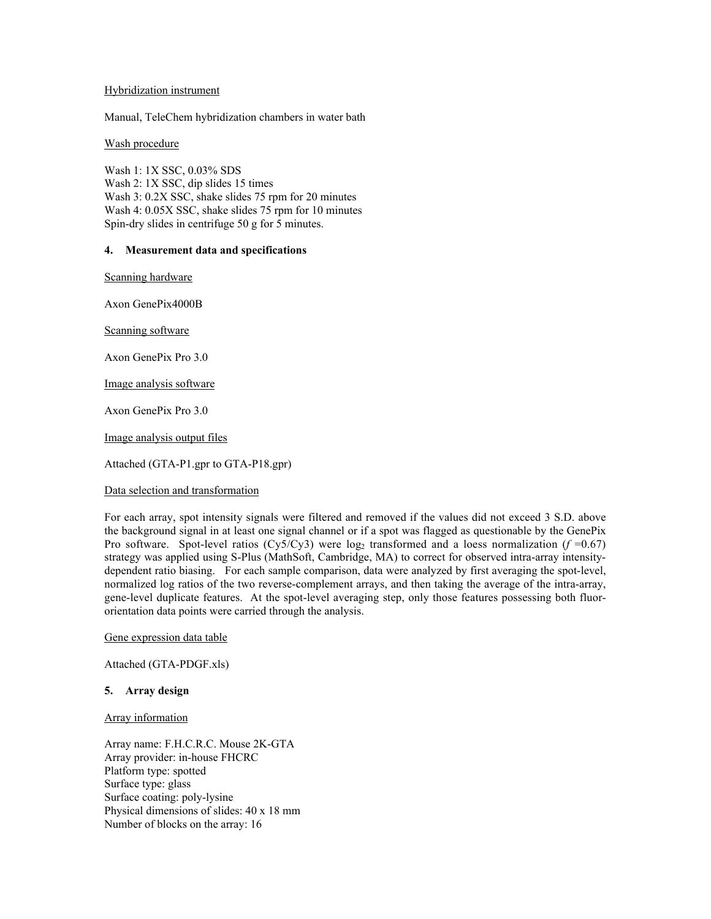Hybridization instrument

Manual, TeleChem hybridization chambers in water bath

Wash procedure

Wash 1: 1X SSC, 0.03% SDS
Wash 2: 1X SSC, dip slides 15 times
Wash 3: 0.2X SSC, shake slides 75 rpm for 20 minutes
Wash 4: 0.05X SSC, shake slides 75 rpm for 10 minutes
Spin-dry slides in centrifuge 50 g for 5 minutes.

## 4. Measurement data and specifications

Scanning hardware

Axon GenePix4000B

Scanning software

Axon GenePix Pro 3.0

Image analysis software

Axon GenePix Pro 3.0

Image analysis output files

Attached (GTA-P1.gpr to GTA-P18.gpr)

Data selection and transformation

For each array, spot intensity signals were filtered and removed if the values did not exceed 3 S.D. above the background signal in at least one signal channel or if a spot was flagged as questionable by the GenePix Pro software. Spot-level ratios (Cy5/Cy3) were $\log_2$ transformed and a loess normalization ($f = 0.67$) strategy was applied using S-Plus (MathSoft, Cambridge, MA) to correct for observed intra-array intensity-dependent ratio biasing. For each sample comparison, data were analyzed by first averaging the spot-level, normalized log ratios of the two reverse-complement arrays, and then taking the average of the intra-array, gene-level duplicate features. At the spot-level averaging step, only those features possessing both fluor-orientation data points were carried through the analysis.

Gene expression data table

Attached (GTA-PDGF.xls)

## 5. Array design

Array information

Array name: F.H.C.R.C. Mouse 2K-GTA
Array provider: in-house FHCRC
Platform type: spotted
Surface type: glass
Surface coating: poly-lysine
Physical dimensions of slides: 40 x 18 mm
Number of blocks on the array: 16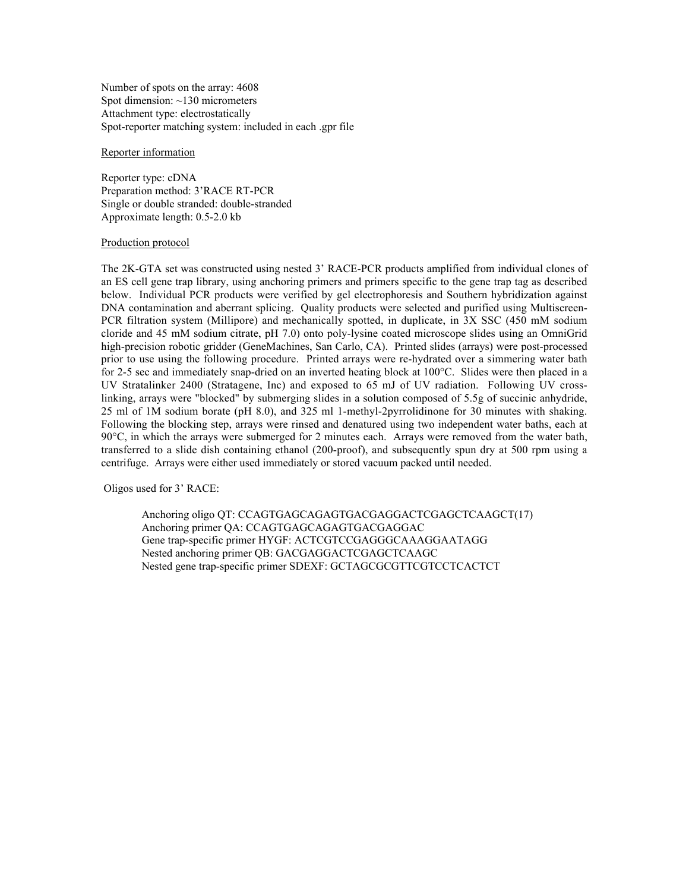Number of spots on the array: 4608
Spot dimension: ~130 micrometers
Attachment type: electrostatically
Spot-reporter matching system: included in each .gpr file

## Reporter information

Reporter type: cDNA
Preparation method: 3'RACE RT-PCR
Single or double stranded: double-stranded
Approximate length: 0.5-2.0 kb

## Production protocol

The 2K-GTA set was constructed using nested 3' RACE-PCR products amplified from individual clones of an ES cell gene trap library, using anchoring primers and primers specific to the gene trap tag as described below. Individual PCR products were verified by gel electrophoresis and Southern hybridization against DNA contamination and aberrant splicing. Quality products were selected and purified using Multiscreen-PCR filtration system (Millipore) and mechanically spotted, in duplicate, in 3X SSC (450 mM sodium cloride and 45 mM sodium citrate, pH 7.0) onto poly-lysine coated microscope slides using an OmniGrid high-precision robotic gridder (GeneMachines, San Carlo, CA). Printed slides (arrays) were post-processed prior to use using the following procedure. Printed arrays were re-hydrated over a simmering water bath for 2-5 sec and immediately snap-dried on an inverted heating block at 100°C. Slides were then placed in a UV Stratalinker 2400 (Stratagene, Inc) and exposed to 65 mJ of UV radiation. Following UV cross-linking, arrays were "blocked" by submerging slides in a solution composed of 5.5g of succinic anhydride, 25 ml of 1M sodium borate (pH 8.0), and 325 ml 1-methyl-2pyrrolidinone for 30 minutes with shaking. Following the blocking step, arrays were rinsed and denatured using two independent water baths, each at 90°C, in which the arrays were submerged for 2 minutes each. Arrays were removed from the water bath, transferred to a slide dish containing ethanol (200-proof), and subsequently spun dry at 500 rpm using a centrifuge. Arrays were either used immediately or stored vacuum packed until needed.

Oligos used for 3' RACE:

Anchoring oligo QT: CCAGTGAGCAGAGTGACGAGGACTCGAGCTCAAGCT(17)
Anchoring primer QA: CCAGTGAGCAGAGTGACGAGGAC
Gene trap-specific primer HYGF: ACTCGTCCGAGGGCAAAGGAATAGG
Nested anchoring primer QB: GACGAGGACTCGAGCTCAAGC
Nested gene trap-specific primer SDEXF: GCTAGCGCGTTCGTCCTCACTCT